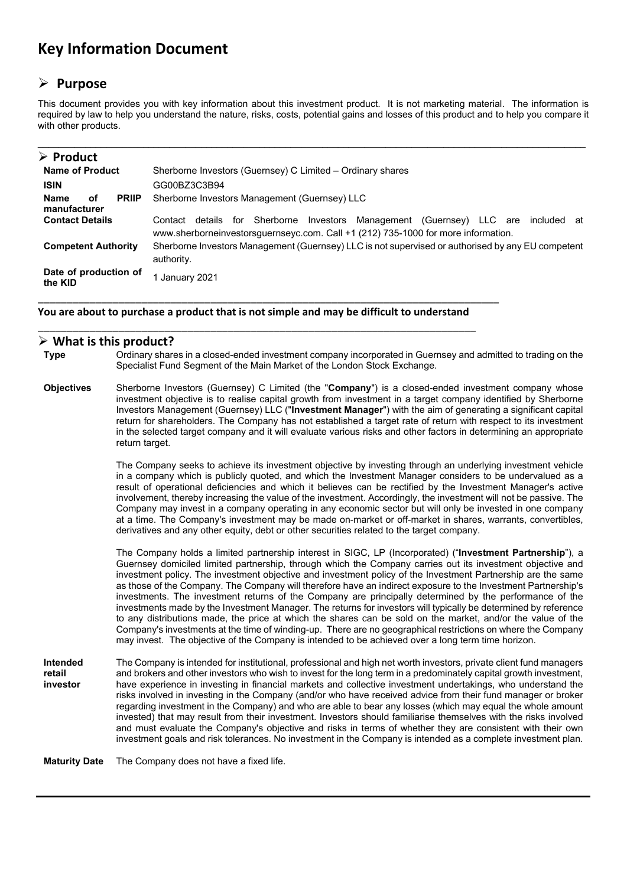# Key Information Document

## ➢ Purpose

This document provides you with key information about this investment product. It is not marketing material. The information is required by law to help you understand the nature, risks, costs, potential gains and losses of this product and to help you compare it with other products.

## ➢ Product

| | |
|---|---|
| **Name of Product** | Sherborne Investors (Guernsey) C Limited – Ordinary shares |
| **ISIN** | GG00BZ3C3B94 |
| **Name of PRIIP manufacturer** | Sherborne Investors Management (Guernsey) LLC |
| **Contact Details** | Contact details for Sherborne Investors Management (Guernsey) LLC are included at www.sherborneinvestorsguernseyc.com. Call +1 (212) 735-1000 for more information. |
| **Competent Authority** | Sherborne Investors Management (Guernsey) LLC is not supervised or authorised by any EU competent authority. |
| **Date of production of the KID** | 1 January 2021 |

**You are about to purchase a product that is not simple and may be difficult to understand**

## ➢ What is this product?

**Type**

Ordinary shares in a closed-ended investment company incorporated in Guernsey and admitted to trading on the Specialist Fund Segment of the Main Market of the London Stock Exchange.

**Objectives**

Sherborne Investors (Guernsey) C Limited (the "**Company**") is a closed-ended investment company whose investment objective is to realise capital growth from investment in a target company identified by Sherborne Investors Management (Guernsey) LLC ("**Investment Manager**") with the aim of generating a significant capital return for shareholders. The Company has not established a target rate of return with respect to its investment in the selected target company and it will evaluate various risks and other factors in determining an appropriate return target.

The Company seeks to achieve its investment objective by investing through an underlying investment vehicle in a company which is publicly quoted, and which the Investment Manager considers to be undervalued as a result of operational deficiencies and which it believes can be rectified by the Investment Manager's active involvement, thereby increasing the value of the investment. Accordingly, the investment will not be passive. The Company may invest in a company operating in any economic sector but will only be invested in one company at a time. The Company's investment may be made on-market or off-market in shares, warrants, convertibles, derivatives and any other equity, debt or other securities related to the target company.

The Company holds a limited partnership interest in SIGC, LP (Incorporated) ("**Investment Partnership**"), a Guernsey domiciled limited partnership, through which the Company carries out its investment objective and investment policy. The investment objective and investment policy of the Investment Partnership are the same as those of the Company. The Company will therefore have an indirect exposure to the Investment Partnership's investments. The investment returns of the Company are principally determined by the performance of the investments made by the Investment Manager. The returns for investors will typically be determined by reference to any distributions made, the price at which the shares can be sold on the market, and/or the value of the Company's investments at the time of winding-up. There are no geographical restrictions on where the Company may invest. The objective of the Company is intended to be achieved over a long term time horizon.

**Intended retail investor**

The Company is intended for institutional, professional and high net worth investors, private client fund managers and brokers and other investors who wish to invest for the long term in a predominately capital growth investment, have experience in investing in financial markets and collective investment undertakings, who understand the risks involved in investing in the Company (and/or who have received advice from their fund manager or broker regarding investment in the Company) and who are able to bear any losses (which may equal the whole amount invested) that may result from their investment. Investors should familiarise themselves with the risks involved and must evaluate the Company's objective and risks in terms of whether they are consistent with their own investment goals and risk tolerances. No investment in the Company is intended as a complete investment plan.

**Maturity Date**

The Company does not have a fixed life.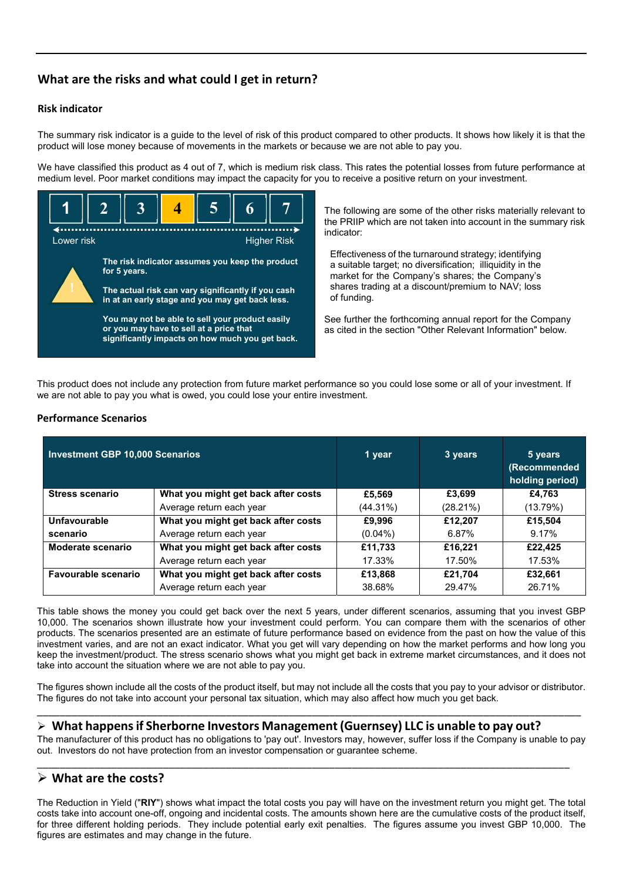## What are the risks and what could I get in return?

### Risk indicator

The summary risk indicator is a guide to the level of risk of this product compared to other products. It shows how likely it is that the product will lose money because of movements in the markets or because we are not able to pay you.

We have classified this product as 4 out of 7, which is medium risk class. This rates the potential losses from future performance at medium level. Poor market conditions may impact the capacity for you to receive a positive return on your investment.

| 1 | 2 | 3 | **4** | 5 | 6 | 7 |
|---|---|---|---|---|---|---|

Lower risk — Higher Risk

**The risk indicator assumes you keep the product for 5 years.**

**The actual risk can vary significantly if you cash in at an early stage and you may get back less.**

**You may not be able to sell your product easily or you may have to sell at a price that significantly impacts on how much you get back.**

The following are some of the other risks materially relevant to the PRIIP which are not taken into account in the summary risk indicator:

Effectiveness of the turnaround strategy; identifying a suitable target; no diversification; illiquidity in the market for the Company's shares; the Company's shares trading at a discount/premium to NAV; loss of funding.

See further the forthcoming annual report for the Company as cited in the section "Other Relevant Information" below.

This product does not include any protection from future market performance so you could lose some or all of your investment. If we are not able to pay you what is owed, you could lose your entire investment.

### Performance Scenarios

| Investment GBP 10,000 Scenarios | | 1 year | 3 years | 5 years (Recommended holding period) |
|---|---|---|---|---|
| **Stress scenario** | **What you might get back after costs** | **£5,569** | **£3,699** | **£4,763** |
| | Average return each year | (44.31%) | (28.21%) | (13.79%) |
| **Unfavourable scenario** | **What you might get back after costs** | **£9,996** | **£12,207** | **£15,504** |
| | Average return each year | (0.04%) | 6.87% | 9.17% |
| **Moderate scenario** | **What you might get back after costs** | **£11,733** | **£16,221** | **£22,425** |
| | Average return each year | 17.33% | 17.50% | 17.53% |
| **Favourable scenario** | **What you might get back after costs** | **£13,868** | **£21,704** | **£32,661** |
| | Average return each year | 38.68% | 29.47% | 26.71% |

This table shows the money you could get back over the next 5 years, under different scenarios, assuming that you invest GBP 10,000. The scenarios shown illustrate how your investment could perform. You can compare them with the scenarios of other products. The scenarios presented are an estimate of future performance based on evidence from the past on how the value of this investment varies, and are not an exact indicator. What you get will vary depending on how the market performs and how long you keep the investment/product. The stress scenario shows what you might get back in extreme market circumstances, and it does not take into account the situation where we are not able to pay you.

The figures shown include all the costs of the product itself, but may not include all the costs that you pay to your advisor or distributor. The figures do not take into account your personal tax situation, which may also affect how much you get back.

## What happens if Sherborne Investors Management (Guernsey) LLC is unable to pay out?

The manufacturer of this product has no obligations to 'pay out'. Investors may, however, suffer loss if the Company is unable to pay out. Investors do not have protection from an investor compensation or guarantee scheme.

## What are the costs?

The Reduction in Yield ("**RIY**") shows what impact the total costs you pay will have on the investment return you might get. The total costs take into account one-off, ongoing and incidental costs. The amounts shown here are the cumulative costs of the product itself, for three different holding periods. They include potential early exit penalties. The figures assume you invest GBP 10,000. The figures are estimates and may change in the future.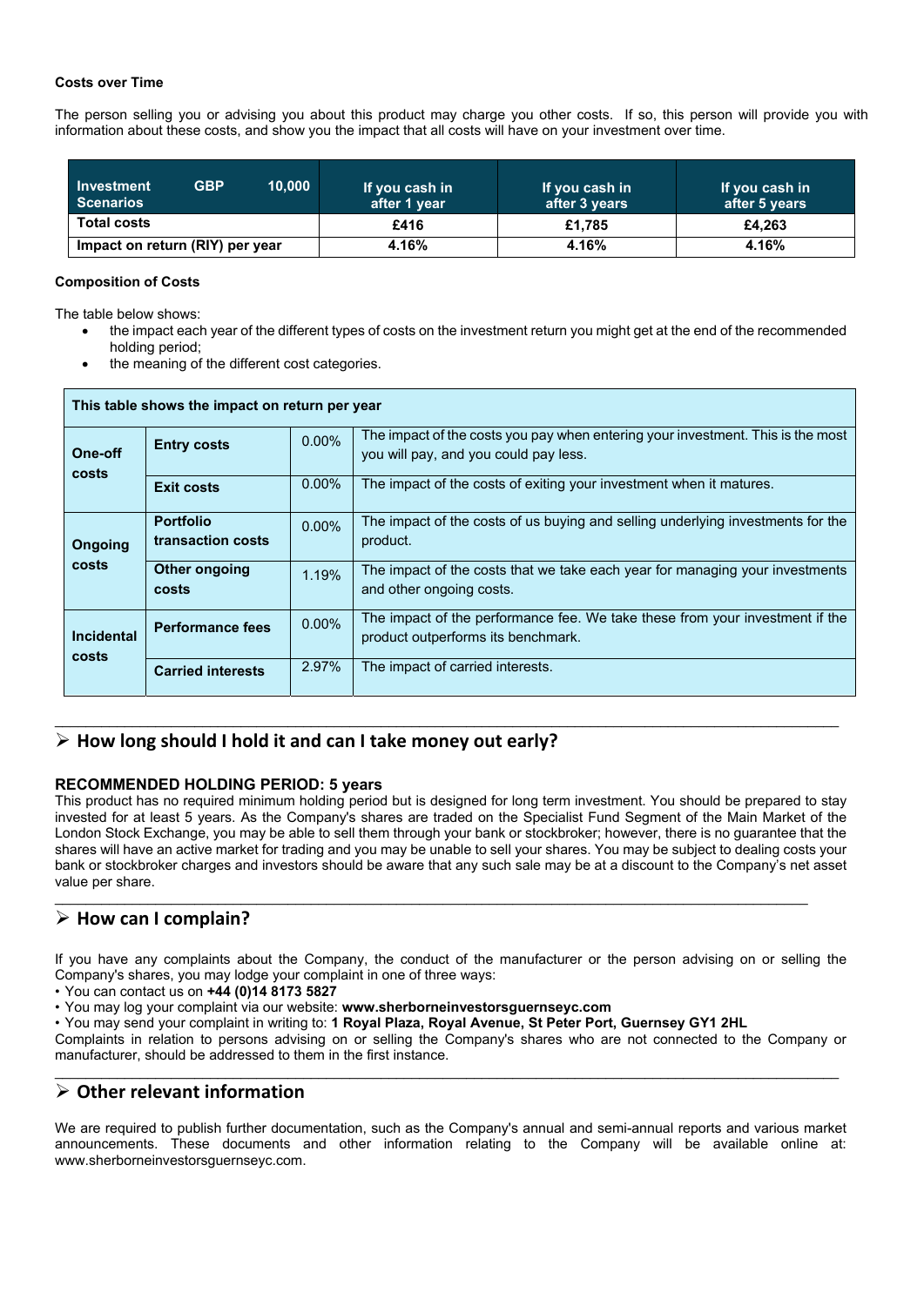**Costs over Time**

The person selling you or advising you about this product may charge you other costs. If so, this person will provide you with information about these costs, and show you the impact that all costs will have on your investment over time.

| Investment Scenarios GBP 10,000 | If you cash in after 1 year | If you cash in after 3 years | If you cash in after 5 years |
|---|---|---|---|
| Total costs | £416 | £1,785 | £4,263 |
| Impact on return (RIY) per year | 4.16% | 4.16% | 4.16% |

**Composition of Costs**

The table below shows:

- the impact each year of the different types of costs on the investment return you might get at the end of the recommended holding period;
- the meaning of the different cost categories.

| This table shows the impact on return per year | | | |
|---|---|---|---|
| **One-off costs** | **Entry costs** | 0.00% | The impact of the costs you pay when entering your investment. This is the most you will pay, and you could pay less. |
| | **Exit costs** | 0.00% | The impact of the costs of exiting your investment when it matures. |
| **Ongoing costs** | **Portfolio transaction costs** | 0.00% | The impact of the costs of us buying and selling underlying investments for the product. |
| | **Other ongoing costs** | 1.19% | The impact of the costs that we take each year for managing your investments and other ongoing costs. |
| **Incidental costs** | **Performance fees** | 0.00% | The impact of the performance fee. We take these from your investment if the product outperforms its benchmark. |
| | **Carried interests** | 2.97% | The impact of carried interests. |

## ➢ How long should I hold it and can I take money out early?

**RECOMMENDED HOLDING PERIOD: 5 years**

This product has no required minimum holding period but is designed for long term investment. You should be prepared to stay invested for at least 5 years. As the Company's shares are traded on the Specialist Fund Segment of the Main Market of the London Stock Exchange, you may be able to sell them through your bank or stockbroker; however, there is no guarantee that the shares will have an active market for trading and you may be unable to sell your shares. You may be subject to dealing costs your bank or stockbroker charges and investors should be aware that any such sale may be at a discount to the Company's net asset value per share.

## ➢ How can I complain?

If you have any complaints about the Company, the conduct of the manufacturer or the person advising on or selling the Company's shares, you may lodge your complaint in one of three ways:

- You can contact us on **+44 (0)14 8173 5827**
- You may log your complaint via our website: **www.sherborneinvestorsguernseyc.com**
- You may send your complaint in writing to: **1 Royal Plaza, Royal Avenue, St Peter Port, Guernsey GY1 2HL**

Complaints in relation to persons advising on or selling the Company's shares who are not connected to the Company or manufacturer, should be addressed to them in the first instance.

## ➢ Other relevant information

We are required to publish further documentation, such as the Company's annual and semi-annual reports and various market announcements. These documents and other information relating to the Company will be available online at: www.sherborneinvestorsguernseyc.com.